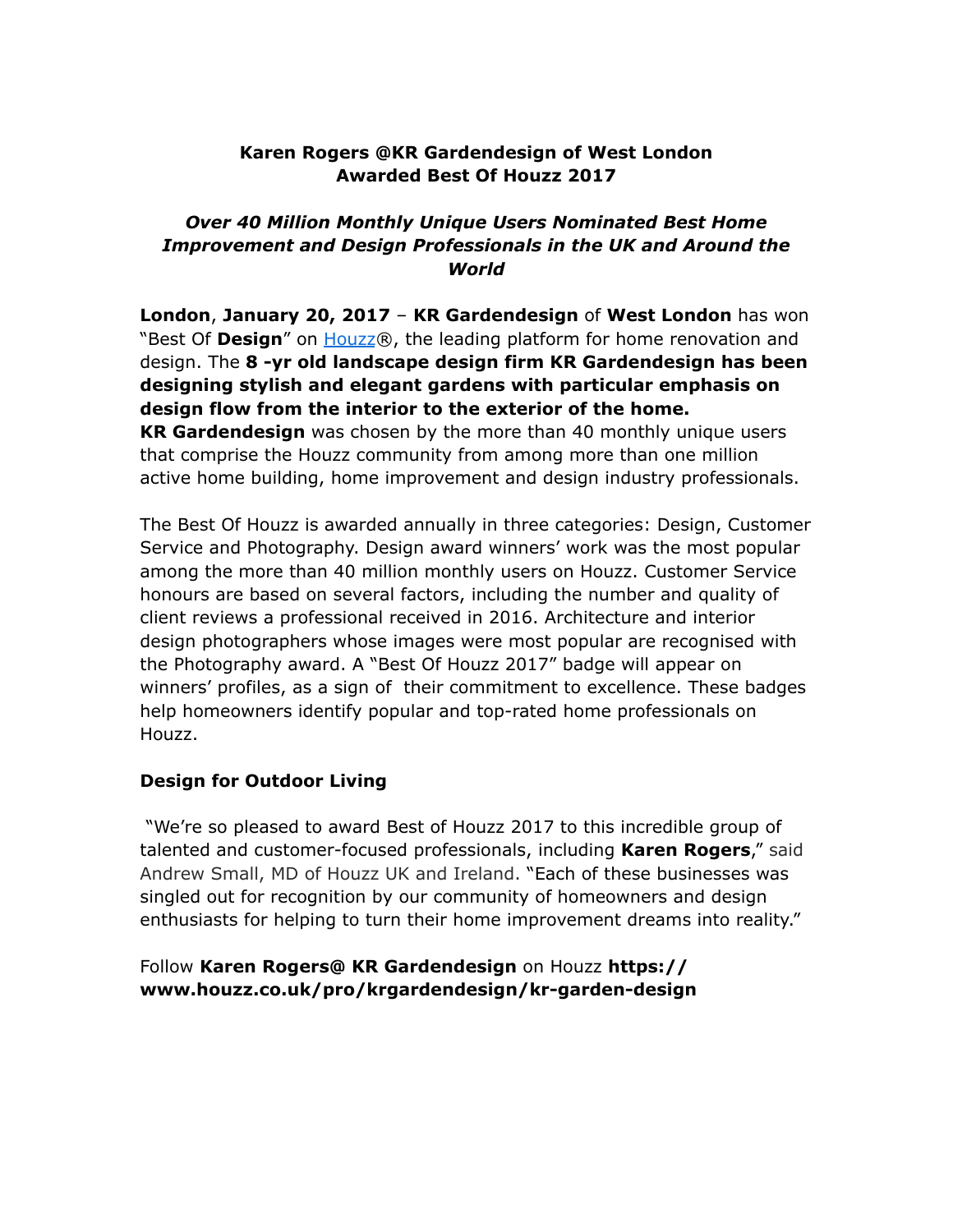**Karen Rogers @KR Gardendesign of West London**
**Awarded Best Of Houzz 2017**

***Over 40 Million Monthly Unique Users Nominated Best Home Improvement and Design Professionals in the UK and Around the World***

**London**, **January 20, 2017** – **KR Gardendesign** of **West London** has won "Best Of **Design**" on Houzz®, the leading platform for home renovation and design. The **8 -yr old landscape design firm KR Gardendesign has been designing stylish and elegant gardens with particular emphasis on design flow from the interior to the exterior of the home.**
**KR Gardendesign** was chosen by the more than 40 monthly unique users that comprise the Houzz community from among more than one million active home building, home improvement and design industry professionals.

The Best Of Houzz is awarded annually in three categories: Design, Customer Service and Photography. Design award winners' work was the most popular among the more than 40 million monthly users on Houzz. Customer Service honours are based on several factors, including the number and quality of client reviews a professional received in 2016. Architecture and interior design photographers whose images were most popular are recognised with the Photography award. A "Best Of Houzz 2017" badge will appear on winners' profiles, as a sign of their commitment to excellence. These badges help homeowners identify popular and top-rated home professionals on Houzz.

**Design for Outdoor Living**

"We're so pleased to award Best of Houzz 2017 to this incredible group of talented and customer-focused professionals, including **Karen Rogers**," said Andrew Small, MD of Houzz UK and Ireland. "Each of these businesses was singled out for recognition by our community of homeowners and design enthusiasts for helping to turn their home improvement dreams into reality."

Follow **Karen Rogers@ KR Gardendesign** on Houzz **https://www.houzz.co.uk/pro/krgardendesign/kr-garden-design**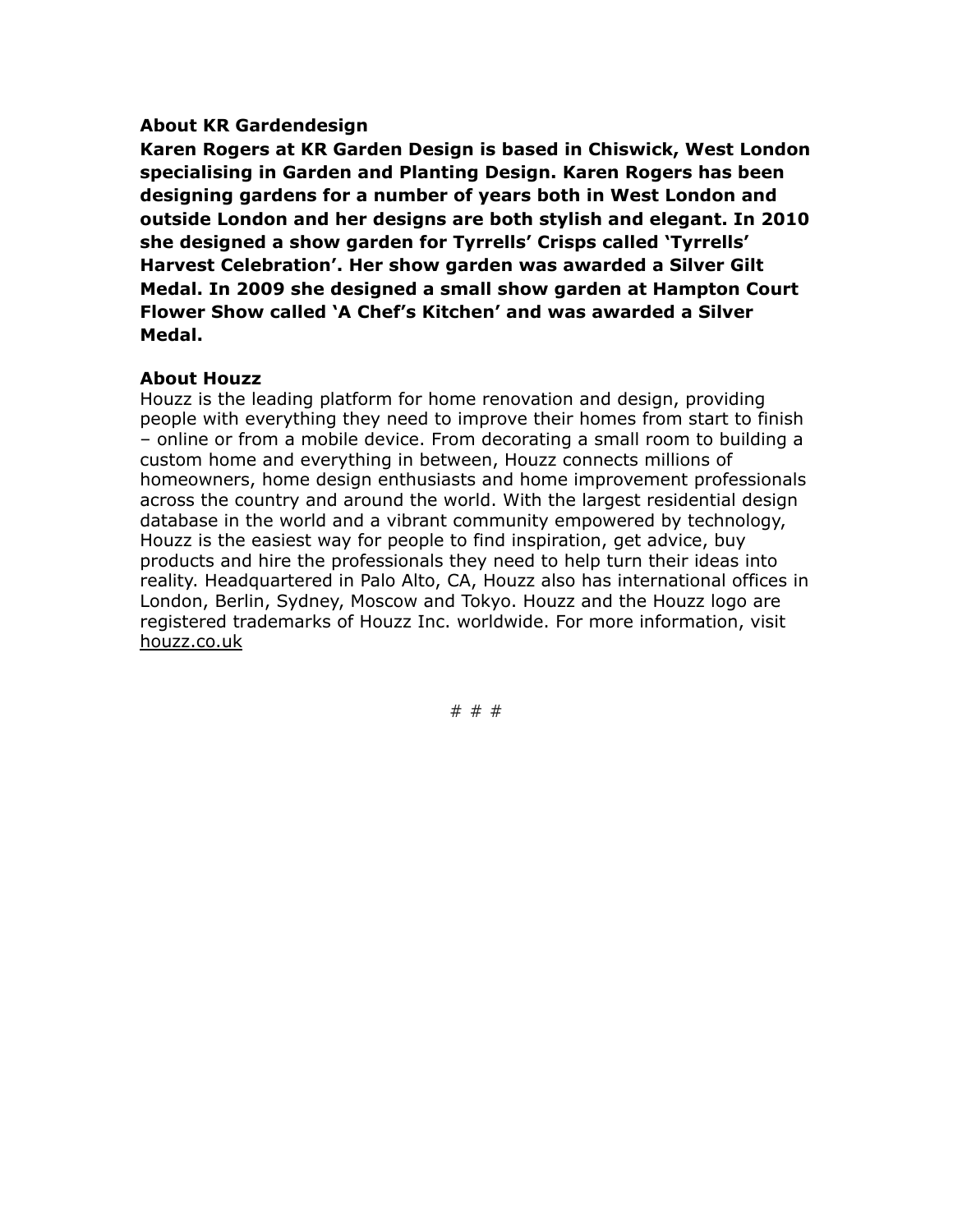**About KR Gardendesign**

**Karen Rogers at KR Garden Design is based in Chiswick, West London specialising in Garden and Planting Design. Karen Rogers has been designing gardens for a number of years both in West London and outside London and her designs are both stylish and elegant. In 2010 she designed a show garden for Tyrrells' Crisps called 'Tyrrells' Harvest Celebration'. Her show garden was awarded a Silver Gilt Medal. In 2009 she designed a small show garden at Hampton Court Flower Show called 'A Chef's Kitchen' and was awarded a Silver Medal.**

**About Houzz**

Houzz is the leading platform for home renovation and design, providing people with everything they need to improve their homes from start to finish – online or from a mobile device. From decorating a small room to building a custom home and everything in between, Houzz connects millions of homeowners, home design enthusiasts and home improvement professionals across the country and around the world. With the largest residential design database in the world and a vibrant community empowered by technology, Houzz is the easiest way for people to find inspiration, get advice, buy products and hire the professionals they need to help turn their ideas into reality. Headquartered in Palo Alto, CA, Houzz also has international offices in London, Berlin, Sydney, Moscow and Tokyo. Houzz and the Houzz logo are registered trademarks of Houzz Inc. worldwide. For more information, visit houzz.co.uk

# # #